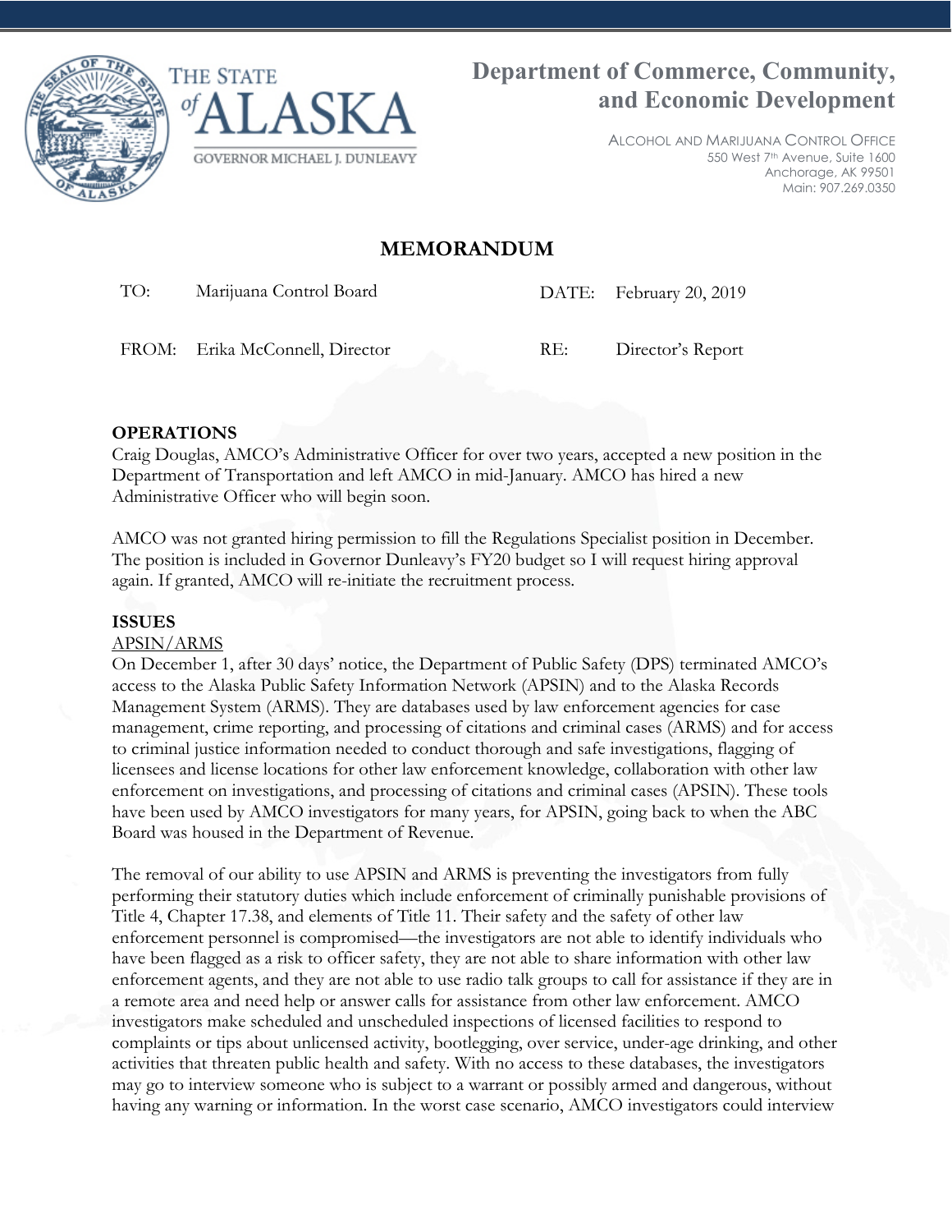THE STATE *of* ALASKA

GOVERNOR MICHAEL J. DUNLEAVY

# Department of Commerce, Community, and Economic Development

ALCOHOL AND MARIJUANA CONTROL OFFICE
550 West 7th Avenue, Suite 1600
Anchorage, AK 99501
Main: 907.269.0350

## MEMORANDUM

| | | | |
|---|---|---|---|
| TO: | Marijuana Control Board | DATE: | February 20, 2019 |
| FROM: | Erika McConnell, Director | RE: | Director's Report |

**OPERATIONS**

Craig Douglas, AMCO's Administrative Officer for over two years, accepted a new position in the Department of Transportation and left AMCO in mid-January. AMCO has hired a new Administrative Officer who will begin soon.

AMCO was not granted hiring permission to fill the Regulations Specialist position in December. The position is included in Governor Dunleavy's FY20 budget so I will request hiring approval again. If granted, AMCO will re-initiate the recruitment process.

**ISSUES**

APSIN/ARMS

On December 1, after 30 days' notice, the Department of Public Safety (DPS) terminated AMCO's access to the Alaska Public Safety Information Network (APSIN) and to the Alaska Records Management System (ARMS). They are databases used by law enforcement agencies for case management, crime reporting, and processing of citations and criminal cases (ARMS) and for access to criminal justice information needed to conduct thorough and safe investigations, flagging of licensees and license locations for other law enforcement knowledge, collaboration with other law enforcement on investigations, and processing of citations and criminal cases (APSIN). These tools have been used by AMCO investigators for many years, for APSIN, going back to when the ABC Board was housed in the Department of Revenue.

The removal of our ability to use APSIN and ARMS is preventing the investigators from fully performing their statutory duties which include enforcement of criminally punishable provisions of Title 4, Chapter 17.38, and elements of Title 11. Their safety and the safety of other law enforcement personnel is compromised—the investigators are not able to identify individuals who have been flagged as a risk to officer safety, they are not able to share information with other law enforcement agents, and they are not able to use radio talk groups to call for assistance if they are in a remote area and need help or answer calls for assistance from other law enforcement. AMCO investigators make scheduled and unscheduled inspections of licensed facilities to respond to complaints or tips about unlicensed activity, bootlegging, over service, under-age drinking, and other activities that threaten public health and safety. With no access to these databases, the investigators may go to interview someone who is subject to a warrant or possibly armed and dangerous, without having any warning or information. In the worst case scenario, AMCO investigators could interview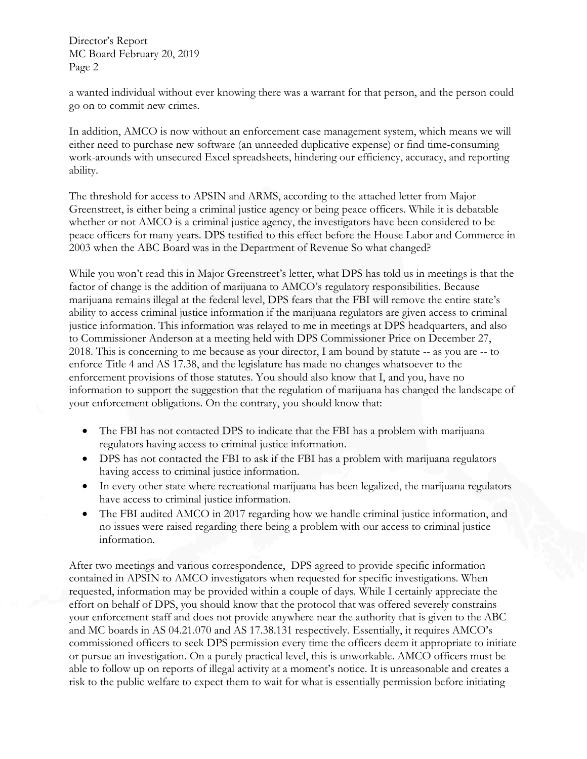a wanted individual without ever knowing there was a warrant for that person, and the person could go on to commit new crimes.

In addition, AMCO is now without an enforcement case management system, which means we will either need to purchase new software (an unneeded duplicative expense) or find time-consuming work-arounds with unsecured Excel spreadsheets, hindering our efficiency, accuracy, and reporting ability.

The threshold for access to APSIN and ARMS, according to the attached letter from Major Greenstreet, is either being a criminal justice agency or being peace officers. While it is debatable whether or not AMCO is a criminal justice agency, the investigators have been considered to be peace officers for many years. DPS testified to this effect before the House Labor and Commerce in 2003 when the ABC Board was in the Department of Revenue So what changed?

While you won't read this in Major Greenstreet's letter, what DPS has told us in meetings is that the factor of change is the addition of marijuana to AMCO's regulatory responsibilities. Because marijuana remains illegal at the federal level, DPS fears that the FBI will remove the entire state's ability to access criminal justice information if the marijuana regulators are given access to criminal justice information. This information was relayed to me in meetings at DPS headquarters, and also to Commissioner Anderson at a meeting held with DPS Commissioner Price on December 27, 2018. This is concerning to me because as your director, I am bound by statute -- as you are -- to enforce Title 4 and AS 17.38, and the legislature has made no changes whatsoever to the enforcement provisions of those statutes. You should also know that I, and you, have no information to support the suggestion that the regulation of marijuana has changed the landscape of your enforcement obligations. On the contrary, you should know that:

- The FBI has not contacted DPS to indicate that the FBI has a problem with marijuana regulators having access to criminal justice information.
- DPS has not contacted the FBI to ask if the FBI has a problem with marijuana regulators having access to criminal justice information.
- In every other state where recreational marijuana has been legalized, the marijuana regulators have access to criminal justice information.
- The FBI audited AMCO in 2017 regarding how we handle criminal justice information, and no issues were raised regarding there being a problem with our access to criminal justice information.

After two meetings and various correspondence, DPS agreed to provide specific information contained in APSIN to AMCO investigators when requested for specific investigations. When requested, information may be provided within a couple of days. While I certainly appreciate the effort on behalf of DPS, you should know that the protocol that was offered severely constrains your enforcement staff and does not provide anywhere near the authority that is given to the ABC and MC boards in AS 04.21.070 and AS 17.38.131 respectively. Essentially, it requires AMCO's commissioned officers to seek DPS permission every time the officers deem it appropriate to initiate or pursue an investigation. On a purely practical level, this is unworkable. AMCO officers must be able to follow up on reports of illegal activity at a moment's notice. It is unreasonable and creates a risk to the public welfare to expect them to wait for what is essentially permission before initiating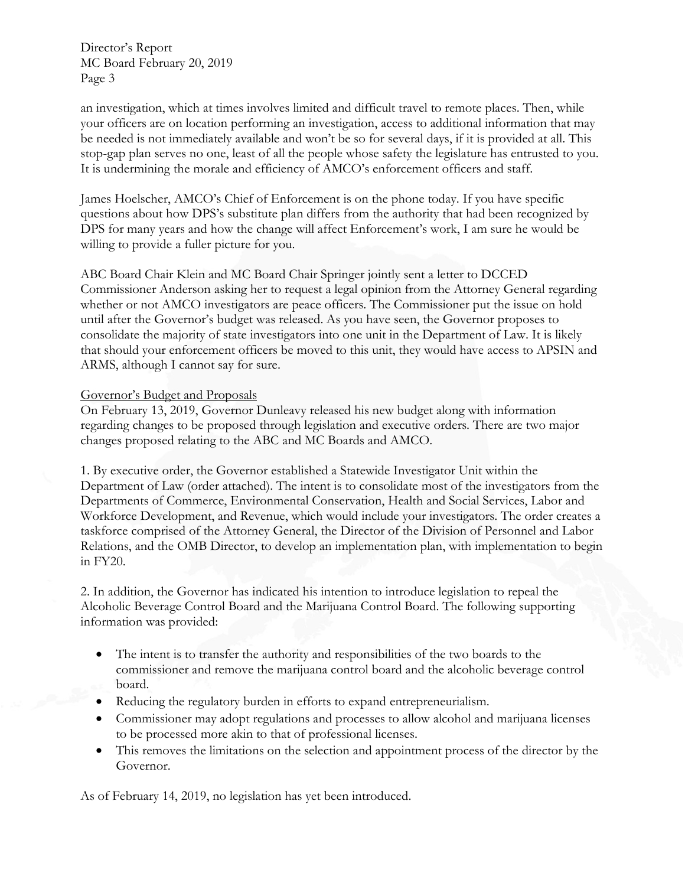an investigation, which at times involves limited and difficult travel to remote places. Then, while your officers are on location performing an investigation, access to additional information that may be needed is not immediately available and won't be so for several days, if it is provided at all. This stop-gap plan serves no one, least of all the people whose safety the legislature has entrusted to you. It is undermining the morale and efficiency of AMCO's enforcement officers and staff.

James Hoelscher, AMCO's Chief of Enforcement is on the phone today. If you have specific questions about how DPS's substitute plan differs from the authority that had been recognized by DPS for many years and how the change will affect Enforcement's work, I am sure he would be willing to provide a fuller picture for you.

ABC Board Chair Klein and MC Board Chair Springer jointly sent a letter to DCCED Commissioner Anderson asking her to request a legal opinion from the Attorney General regarding whether or not AMCO investigators are peace officers. The Commissioner put the issue on hold until after the Governor's budget was released. As you have seen, the Governor proposes to consolidate the majority of state investigators into one unit in the Department of Law. It is likely that should your enforcement officers be moved to this unit, they would have access to APSIN and ARMS, although I cannot say for sure.

<u>Governor's Budget and Proposals</u>

On February 13, 2019, Governor Dunleavy released his new budget along with information regarding changes to be proposed through legislation and executive orders. There are two major changes proposed relating to the ABC and MC Boards and AMCO.

1. By executive order, the Governor established a Statewide Investigator Unit within the Department of Law (order attached). The intent is to consolidate most of the investigators from the Departments of Commerce, Environmental Conservation, Health and Social Services, Labor and Workforce Development, and Revenue, which would include your investigators. The order creates a taskforce comprised of the Attorney General, the Director of the Division of Personnel and Labor Relations, and the OMB Director, to develop an implementation plan, with implementation to begin in FY20.

2. In addition, the Governor has indicated his intention to introduce legislation to repeal the Alcoholic Beverage Control Board and the Marijuana Control Board. The following supporting information was provided:

- The intent is to transfer the authority and responsibilities of the two boards to the commissioner and remove the marijuana control board and the alcoholic beverage control board.
- Reducing the regulatory burden in efforts to expand entrepreneurialism.
- Commissioner may adopt regulations and processes to allow alcohol and marijuana licenses to be processed more akin to that of professional licenses.
- This removes the limitations on the selection and appointment process of the director by the Governor.

As of February 14, 2019, no legislation has yet been introduced.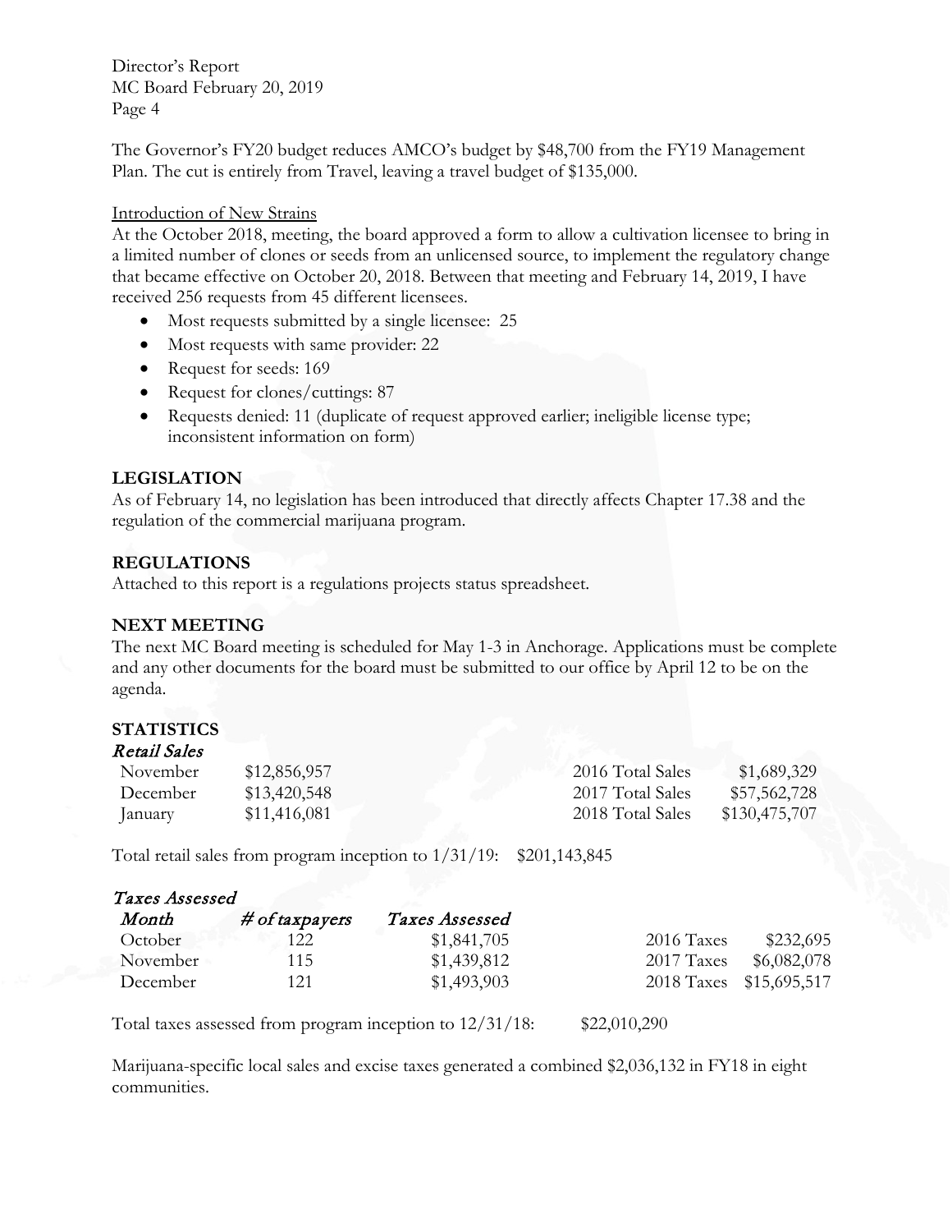The Governor's FY20 budget reduces AMCO's budget by $48,700 from the FY19 Management Plan. The cut is entirely from Travel, leaving a travel budget of $135,000.

Introduction of New Strains

At the October 2018, meeting, the board approved a form to allow a cultivation licensee to bring in a limited number of clones or seeds from an unlicensed source, to implement the regulatory change that became effective on October 20, 2018. Between that meeting and February 14, 2019, I have received 256 requests from 45 different licensees.

- Most requests submitted by a single licensee: 25
- Most requests with same provider: 22
- Request for seeds: 169
- Request for clones/cuttings: 87
- Requests denied: 11 (duplicate of request approved earlier; ineligible license type; inconsistent information on form)

## LEGISLATION

As of February 14, no legislation has been introduced that directly affects Chapter 17.38 and the regulation of the commercial marijuana program.

## REGULATIONS

Attached to this report is a regulations projects status spreadsheet.

## NEXT MEETING

The next MC Board meeting is scheduled for May 1-3 in Anchorage. Applications must be complete and any other documents for the board must be submitted to our office by April 12 to be on the agenda.

## STATISTICS

*Retail Sales*

| | | | |
|---|---|---|---|
| November | $12,856,957 | 2016 Total Sales | $1,689,329 |
| December | $13,420,548 | 2017 Total Sales | $57,562,728 |
| January | $11,416,081 | 2018 Total Sales | $130,475,707 |

Total retail sales from program inception to 1/31/19: $201,143,845

*Taxes Assessed*

| *Month* | *# of taxpayers* | *Taxes Assessed* | | |
|---|---|---|---|---|
| October | 122 | $1,841,705 | 2016 Taxes | $232,695 |
| November | 115 | $1,439,812 | 2017 Taxes | $6,082,078 |
| December | 121 | $1,493,903 | 2018 Taxes | $15,695,517 |

Total taxes assessed from program inception to 12/31/18: $22,010,290

Marijuana-specific local sales and excise taxes generated a combined $2,036,132 in FY18 in eight communities.